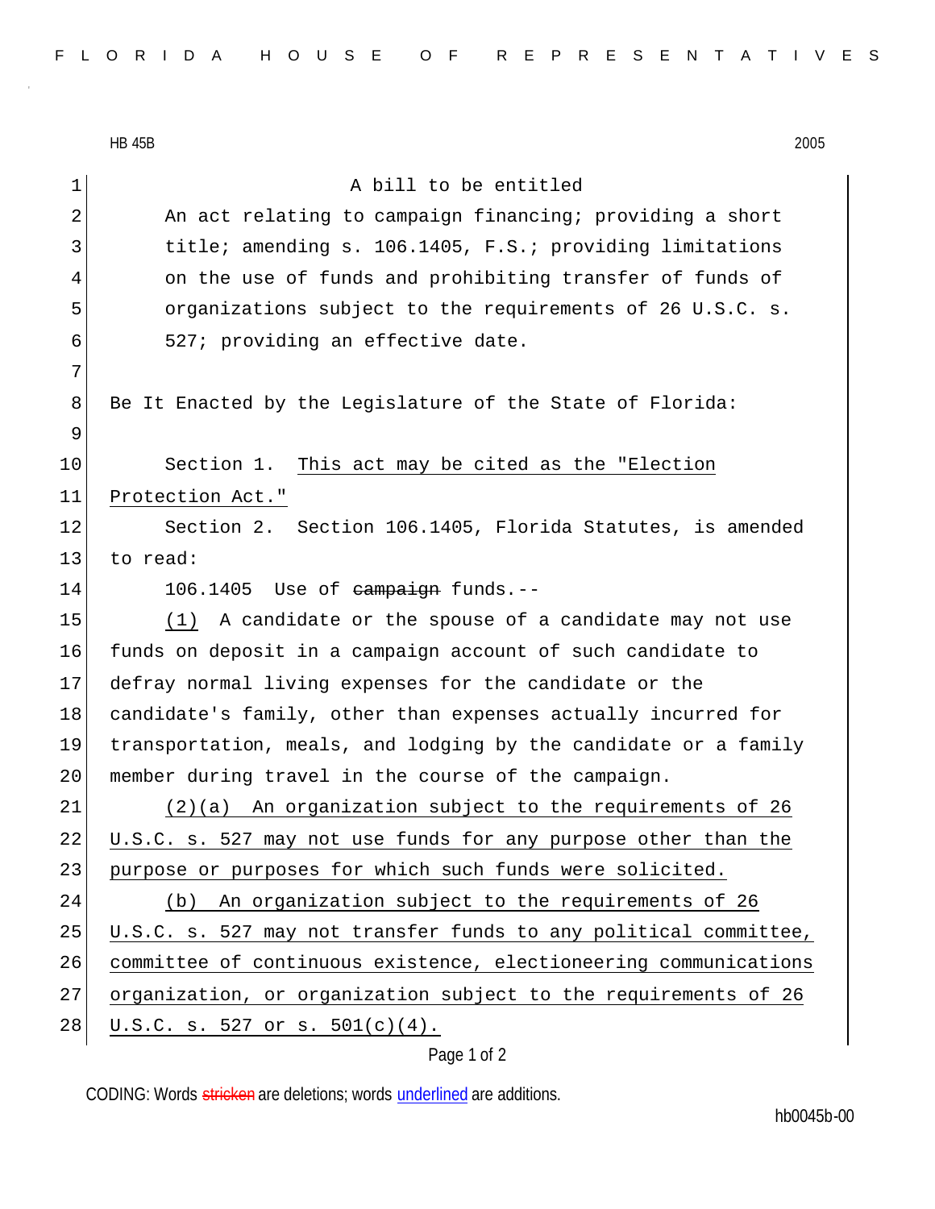HB 45B 2005

A bill to be entitled

An act relating to campaign financing; providing a short title; amending s. 106.1405, F.S.; providing limitations on the use of funds and prohibiting transfer of funds of organizations subject to the requirements of 26 U.S.C. s. 527; providing an effective date.

Be It Enacted by the Legislature of the State of Florida:

Section 1. <u>This act may be cited as the "Election Protection Act."</u>

Section 2. Section 106.1405, Florida Statutes, is amended to read:

106.1405 Use of ~~campaign~~ funds.--

<u>(1)</u> A candidate or the spouse of a candidate may not use funds on deposit in a campaign account of such candidate to defray normal living expenses for the candidate or the candidate's family, other than expenses actually incurred for transportation, meals, and lodging by the candidate or a family member during travel in the course of the campaign.

<u>(2)(a) An organization subject to the requirements of 26 U.S.C. s. 527 may not use funds for any purpose other than the purpose or purposes for which such funds were solicited.</u>

<u>(b) An organization subject to the requirements of 26 U.S.C. s. 527 may not transfer funds to any political committee, committee of continuous existence, electioneering communications organization, or organization subject to the requirements of 26 U.S.C. s. 527 or s. 501(c)(4).</u>

CODING: Words ~~stricken~~ are deletions; words <u>underlined</u> are additions.

hb0045b-00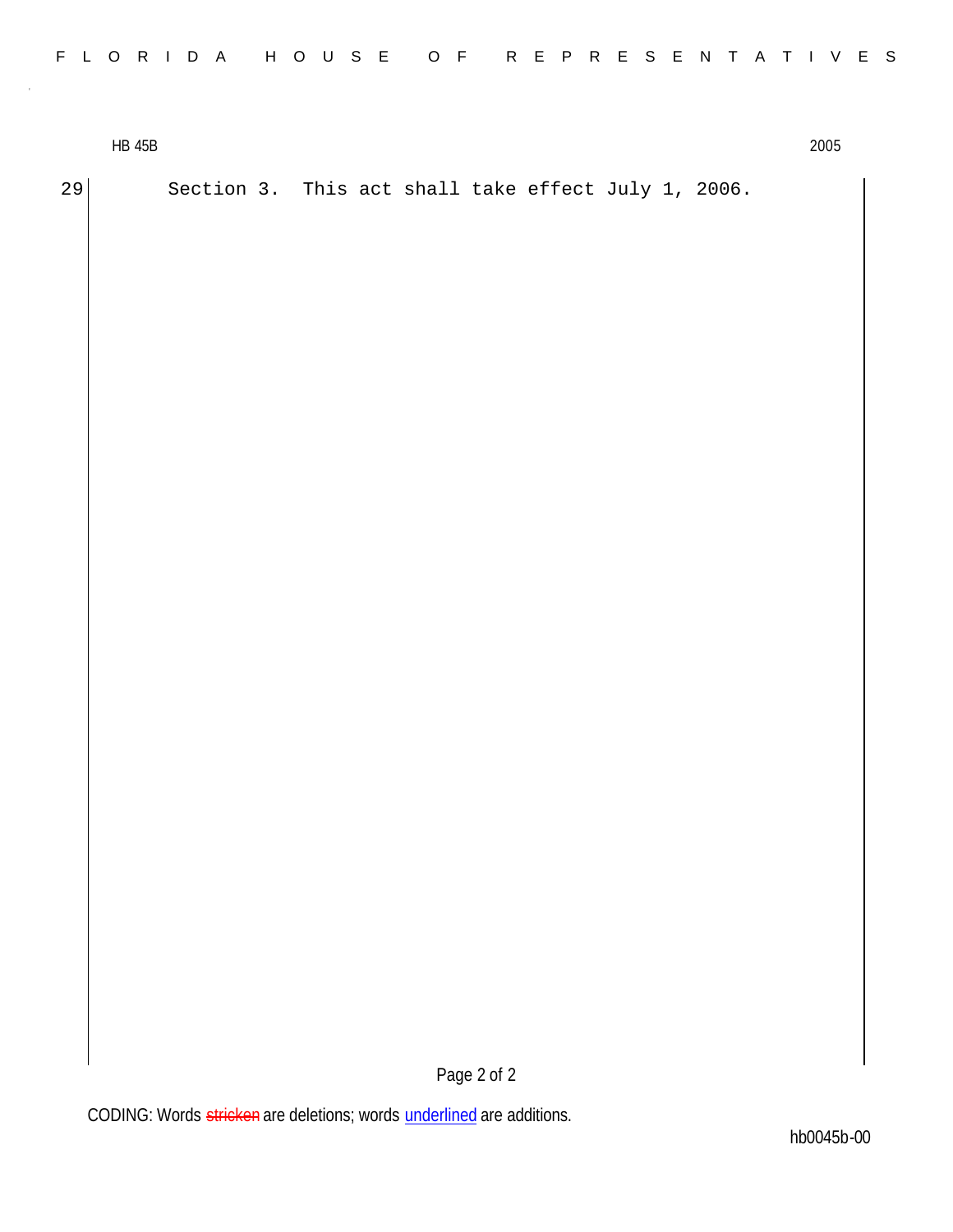29 Section 3. This act shall take effect July 1, 2006.